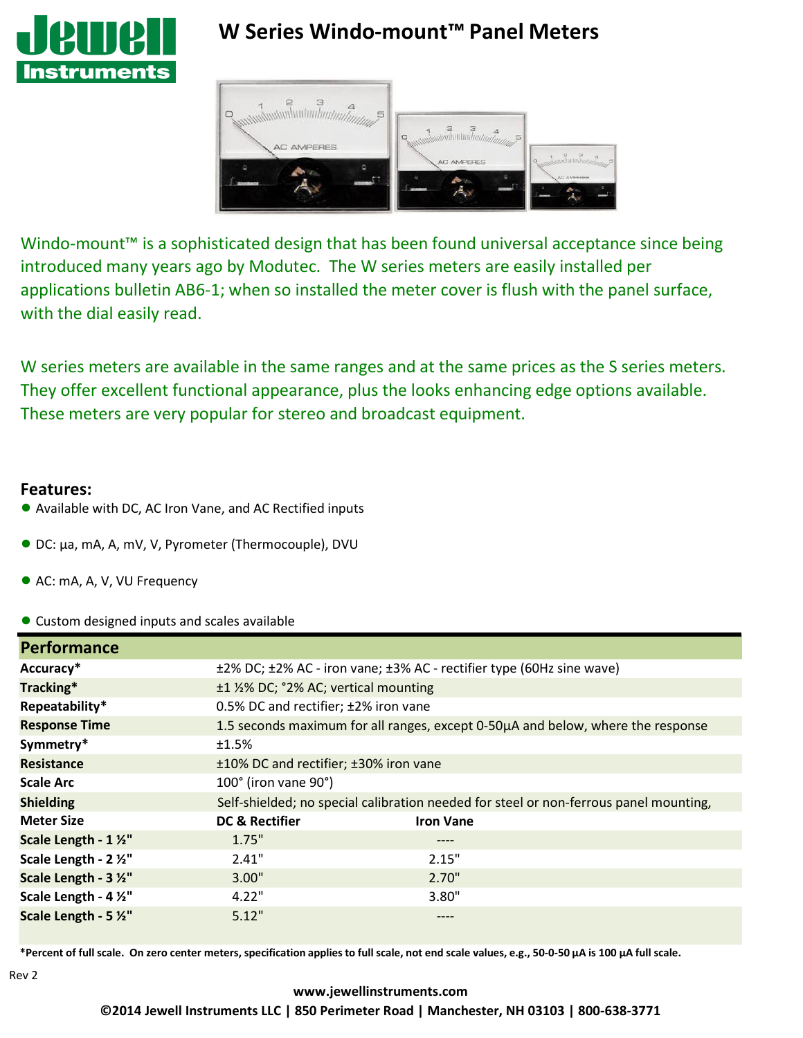# W Series Windo-mount™ Panel Meters

Windo-mount™ is a sophisticated design that has been found universal acceptance since being introduced many years ago by Modutec. The W series meters are easily installed per applications bulletin AB6-1; when so installed the meter cover is flush with the panel surface, with the dial easily read.

W series meters are available in the same ranges and at the same prices as the S series meters. They offer excellent functional appearance, plus the looks enhancing edge options available. These meters are very popular for stereo and broadcast equipment.

**Features:**

- Available with DC, AC Iron Vane, and AC Rectified inputs
- DC: µa, mA, A, mV, V, Pyrometer (Thermocouple), DVU
- AC: mA, A, V, VU Frequency
- Custom designed inputs and scales available

## Performance

| | | |
|---|---|---|
| **Accuracy*** | ±2% DC; ±2% AC - iron vane; ±3% AC - rectifier type (60Hz sine wave) | |
| **Tracking*** | ±1 ½% DC; °2% AC; vertical mounting | |
| **Repeatability*** | 0.5% DC and rectifier; ±2% iron vane | |
| **Response Time** | 1.5 seconds maximum for all ranges, except 0-50µA and below, where the response | |
| **Symmetry*** | ±1.5% | |
| **Resistance** | ±10% DC and rectifier; ±30% iron vane | |
| **Scale Arc** | 100° (iron vane 90°) | |
| **Shielding** | Self-shielded; no special calibration needed for steel or non-ferrous panel mounting, | |
| **Meter Size** | **DC & Rectifier** | **Iron Vane** |
| **Scale Length - 1 ½"** | 1.75" | ---- |
| **Scale Length - 2 ½"** | 2.41" | 2.15" |
| **Scale Length - 3 ½"** | 3.00" | 2.70" |
| **Scale Length - 4 ½"** | 4.22" | 3.80" |
| **Scale Length - 5 ½"** | 5.12" | ---- |

***Percent of full scale. On zero center meters, specification applies to full scale, not end scale values, e.g., 50-0-50 µA is 100 µA full scale.**

Rev 2

**www.jewellinstruments.com**

**©2014 Jewell Instruments LLC | 850 Perimeter Road | Manchester, NH 03103 | 800-638-3771**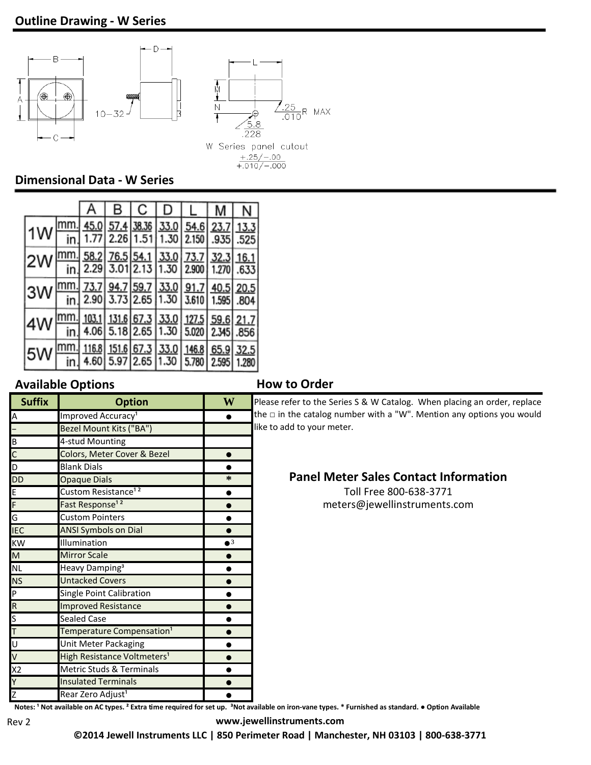## Outline Drawing - W Series

B

A

C

D

10-32

L

M

N

.25/.010 R MAX

5.8/.228

W Series panel cutout

+.25/-.00
+.010/-.000

## Dimensional Data - W Series

| | | A | B | C | D | L | M | N |
|---|---|---|---|---|---|---|---|---|
| 1W | mm. | 45.0 | 57.4 | 38.36 | 33.0 | 54.6 | 23.7 | 13.3 |
| | in. | 1.77 | 2.26 | 1.51 | 1.30 | 2.150 | .935 | .525 |
| 2W | mm. | 58.2 | 76.5 | 54.1 | 33.0 | 73.7 | 32.3 | 16.1 |
| | in. | 2.29 | 3.01 | 2.13 | 1.30 | 2.900 | 1.270 | .633 |
| 3W | mm. | 73.7 | 94.7 | 59.7 | 33.0 | 91.7 | 40.5 | 20.5 |
| | in. | 2.90 | 3.73 | 2.65 | 1.30 | 3.610 | 1.595 | .804 |
| 4W | mm. | 103.1 | 131.6 | 67.3 | 33.0 | 127.5 | 59.6 | 21.7 |
| | in. | 4.06 | 5.18 | 2.65 | 1.30 | 5.020 | 2.345 | .856 |
| 5W | mm. | 116.8 | 151.6 | 67.3 | 33.0 | 146.8 | 65.9 | 32.5 |
| | in. | 4.60 | 5.97 | 2.65 | 1.30 | 5.780 | 2.595 | 1.280 |

## Available Options

| Suffix | Option | W |
|---|---|---|
| A | Improved Accuracy[1] | ● |
| – | Bezel Mount Kits ("BA") | |
| B | 4-stud Mounting | |
| C | Colors, Meter Cover & Bezel | ● |
| D | Blank Dials | ● |
| DD | Opaque Dials | * |
| E | Custom Resistance[1 2] | ● |
| F | Fast Response[1 2] | ● |
| G | Custom Pointers | ● |
| IEC | ANSI Symbols on Dial | ● |
| KW | Illumination | ●[3] |
| M | Mirror Scale | ● |
| NL | Heavy Damping[3] | ● |
| NS | Untacked Covers | ● |
| P | Single Point Calibration | ● |
| R | Improved Resistance | ● |
| S | Sealed Case | ● |
| T | Temperature Compensation[1] | ● |
| U | Unit Meter Packaging | ● |
| V | High Resistance Voltmeters[1] | ● |
| X2 | Metric Studs & Terminals | ● |
| Y | Insulated Terminals | ● |
| Z | Rear Zero Adjust[1] | ● |

**Notes: [1] Not available on AC types. [2] Extra time required for set up. [3]Not available on iron-vane types. * Furnished as standard. ● Option Available**

## How to Order

Please refer to the Series S & W Catalog. When placing an order, replace the □ in the catalog number with a "W". Mention any options you would like to add to your meter.

### Panel Meter Sales Contact Information

Toll Free 800-638-3771

meters@jewellinstruments.com

Rev 2

**www.jewellinstruments.com**

**©2014 Jewell Instruments LLC | 850 Perimeter Road | Manchester, NH 03103 | 800-638-3771**